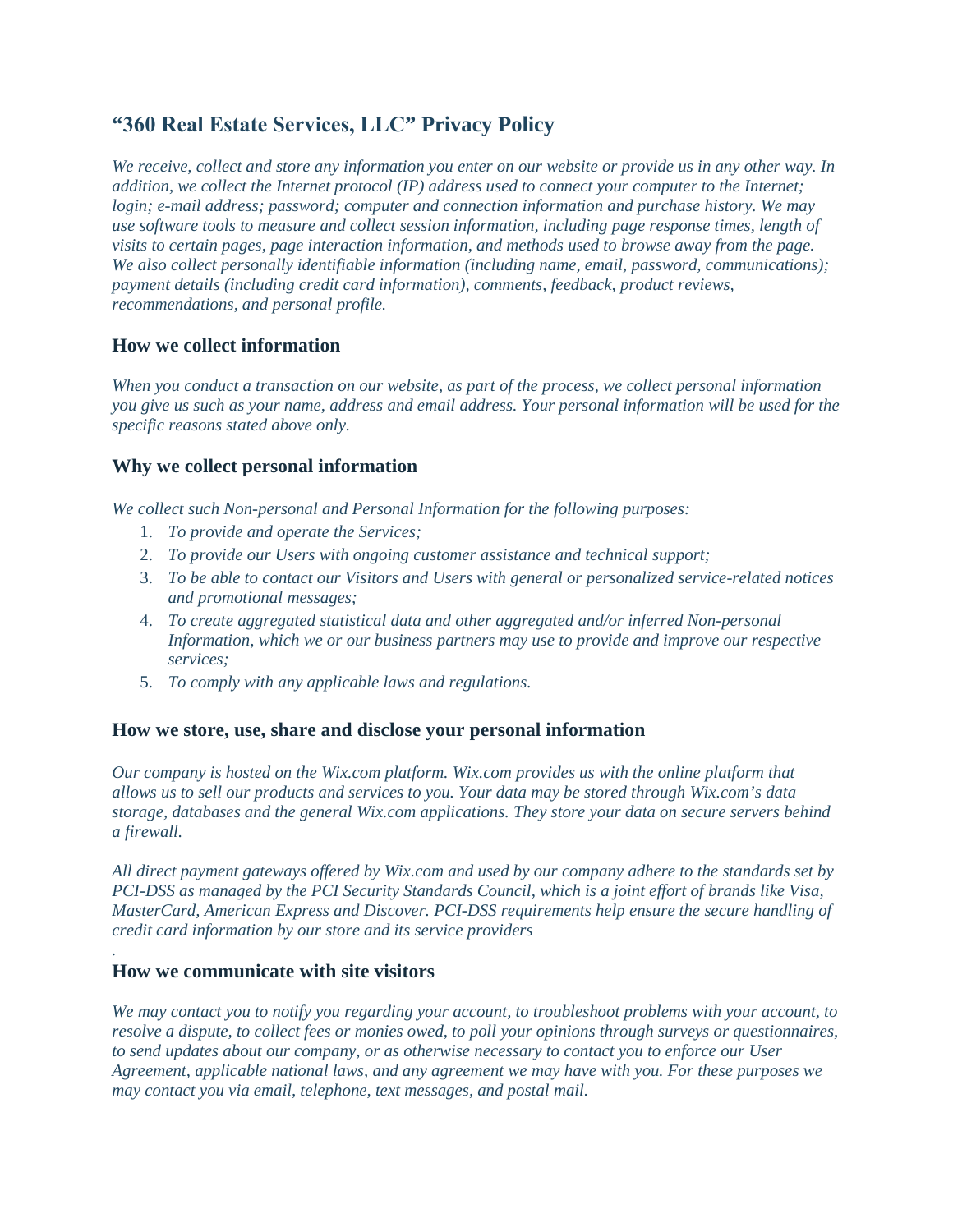# "360 Real Estate Services, LLC" Privacy Policy

*We receive, collect and store any information you enter on our website or provide us in any other way. In addition, we collect the Internet protocol (IP) address used to connect your computer to the Internet; login; e-mail address; password; computer and connection information and purchase history. We may use software tools to measure and collect session information, including page response times, length of visits to certain pages, page interaction information, and methods used to browse away from the page. We also collect personally identifiable information (including name, email, password, communications); payment details (including credit card information), comments, feedback, product reviews, recommendations, and personal profile.*

## How we collect information

*When you conduct a transaction on our website, as part of the process, we collect personal information you give us such as your name, address and email address. Your personal information will be used for the specific reasons stated above only.*

## Why we collect personal information

*We collect such Non-personal and Personal Information for the following purposes:*

1. *To provide and operate the Services;*
2. *To provide our Users with ongoing customer assistance and technical support;*
3. *To be able to contact our Visitors and Users with general or personalized service-related notices and promotional messages;*
4. *To create aggregated statistical data and other aggregated and/or inferred Non-personal Information, which we or our business partners may use to provide and improve our respective services;*
5. *To comply with any applicable laws and regulations.*

## How we store, use, share and disclose your personal information

*Our company is hosted on the Wix.com platform. Wix.com provides us with the online platform that allows us to sell our products and services to you. Your data may be stored through Wix.com's data storage, databases and the general Wix.com applications. They store your data on secure servers behind a firewall.*

*All direct payment gateways offered by Wix.com and used by our company adhere to the standards set by PCI-DSS as managed by the PCI Security Standards Council, which is a joint effort of brands like Visa, MasterCard, American Express and Discover. PCI-DSS requirements help ensure the secure handling of credit card information by our store and its service providers*

.

## How we communicate with site visitors

*We may contact you to notify you regarding your account, to troubleshoot problems with your account, to resolve a dispute, to collect fees or monies owed, to poll your opinions through surveys or questionnaires, to send updates about our company, or as otherwise necessary to contact you to enforce our User Agreement, applicable national laws, and any agreement we may have with you. For these purposes we may contact you via email, telephone, text messages, and postal mail.*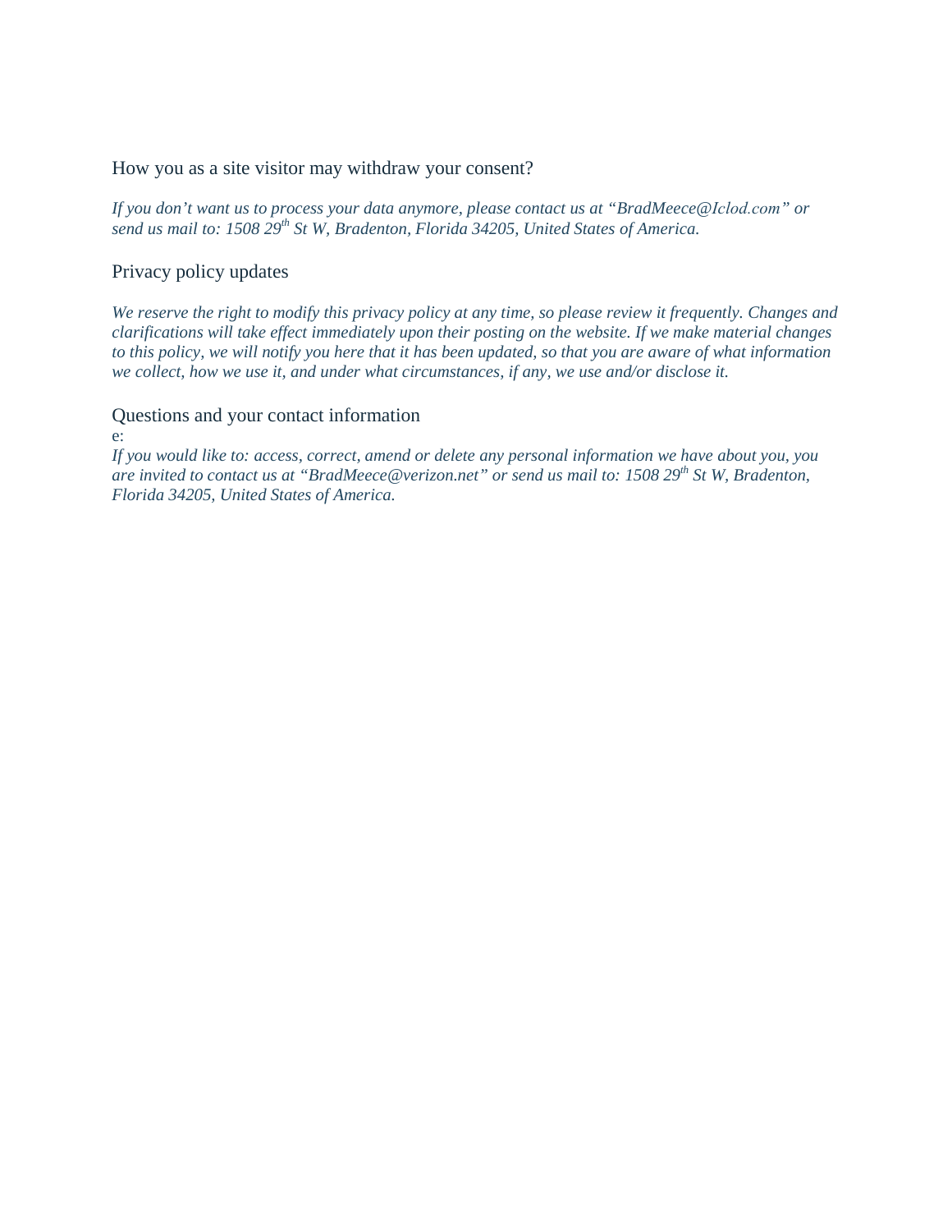## How you as a site visitor may withdraw your consent?

*If you don't want us to process your data anymore, please contact us at "BradMeece@Iclod.com" or send us mail to: 1508 29th St W, Bradenton, Florida 34205, United States of America.*

## Privacy policy updates

*We reserve the right to modify this privacy policy at any time, so please review it frequently. Changes and clarifications will take effect immediately upon their posting on the website. If we make material changes to this policy, we will notify you here that it has been updated, so that you are aware of what information we collect, how we use it, and under what circumstances, if any, we use and/or disclose it.*

## Questions and your contact information

e:

*If you would like to: access, correct, amend or delete any personal information we have about you, you are invited to contact us at "BradMeece@verizon.net" or send us mail to: 1508 29th St W, Bradenton, Florida 34205, United States of America.*